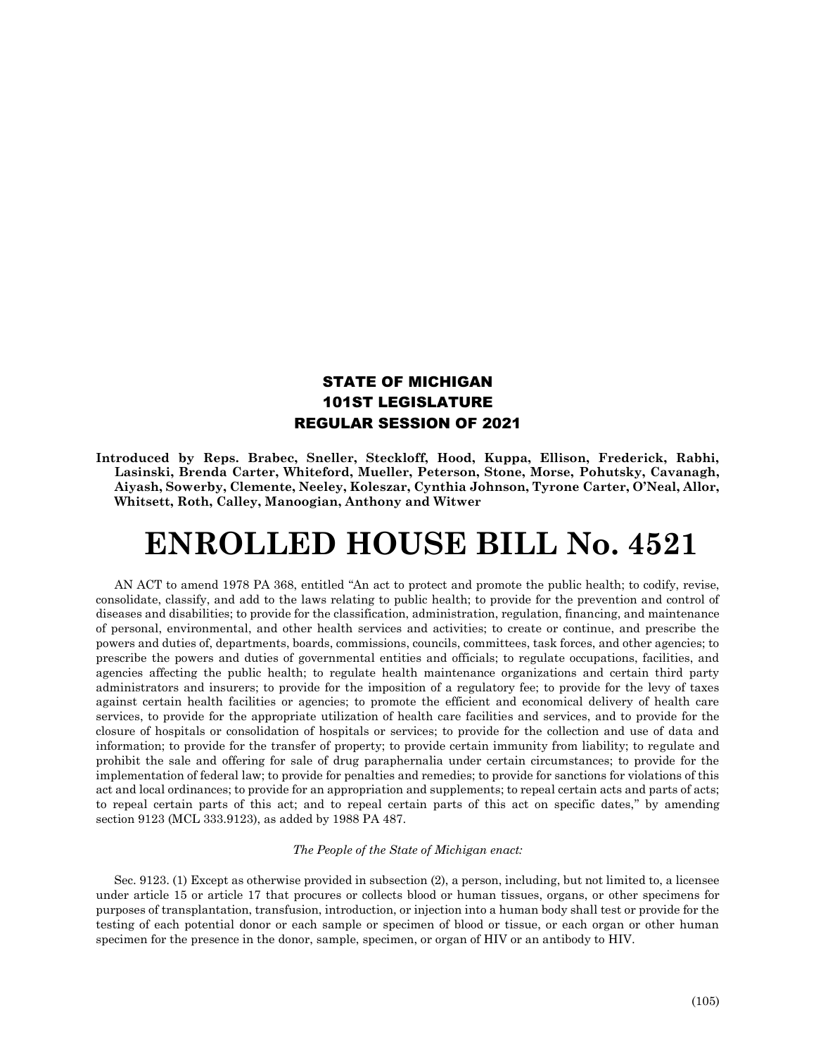**STATE OF MICHIGAN**
**101ST LEGISLATURE**
**REGULAR SESSION OF 2021**

**Introduced by Reps. Brabec, Sneller, Steckloff, Hood, Kuppa, Ellison, Frederick, Rabhi, Lasinski, Brenda Carter, Whiteford, Mueller, Peterson, Stone, Morse, Pohutsky, Cavanagh, Aiyash, Sowerby, Clemente, Neeley, Koleszar, Cynthia Johnson, Tyrone Carter, O'Neal, Allor, Whitsett, Roth, Calley, Manoogian, Anthony and Witwer**

# ENROLLED HOUSE BILL No. 4521

AN ACT to amend 1978 PA 368, entitled "An act to protect and promote the public health; to codify, revise, consolidate, classify, and add to the laws relating to public health; to provide for the prevention and control of diseases and disabilities; to provide for the classification, administration, regulation, financing, and maintenance of personal, environmental, and other health services and activities; to create or continue, and prescribe the powers and duties of, departments, boards, commissions, councils, committees, task forces, and other agencies; to prescribe the powers and duties of governmental entities and officials; to regulate occupations, facilities, and agencies affecting the public health; to regulate health maintenance organizations and certain third party administrators and insurers; to provide for the imposition of a regulatory fee; to provide for the levy of taxes against certain health facilities or agencies; to promote the efficient and economical delivery of health care services, to provide for the appropriate utilization of health care facilities and services, and to provide for the closure of hospitals or consolidation of hospitals or services; to provide for the collection and use of data and information; to provide for the transfer of property; to provide certain immunity from liability; to regulate and prohibit the sale and offering for sale of drug paraphernalia under certain circumstances; to provide for the implementation of federal law; to provide for penalties and remedies; to provide for sanctions for violations of this act and local ordinances; to provide for an appropriation and supplements; to repeal certain acts and parts of acts; to repeal certain parts of this act; and to repeal certain parts of this act on specific dates," by amending section 9123 (MCL 333.9123), as added by 1988 PA 487.

*The People of the State of Michigan enact:*

Sec. 9123. (1) Except as otherwise provided in subsection (2), a person, including, but not limited to, a licensee under article 15 or article 17 that procures or collects blood or human tissues, organs, or other specimens for purposes of transplantation, transfusion, introduction, or injection into a human body shall test or provide for the testing of each potential donor or each sample or specimen of blood or tissue, or each organ or other human specimen for the presence in the donor, sample, specimen, or organ of HIV or an antibody to HIV.

(105)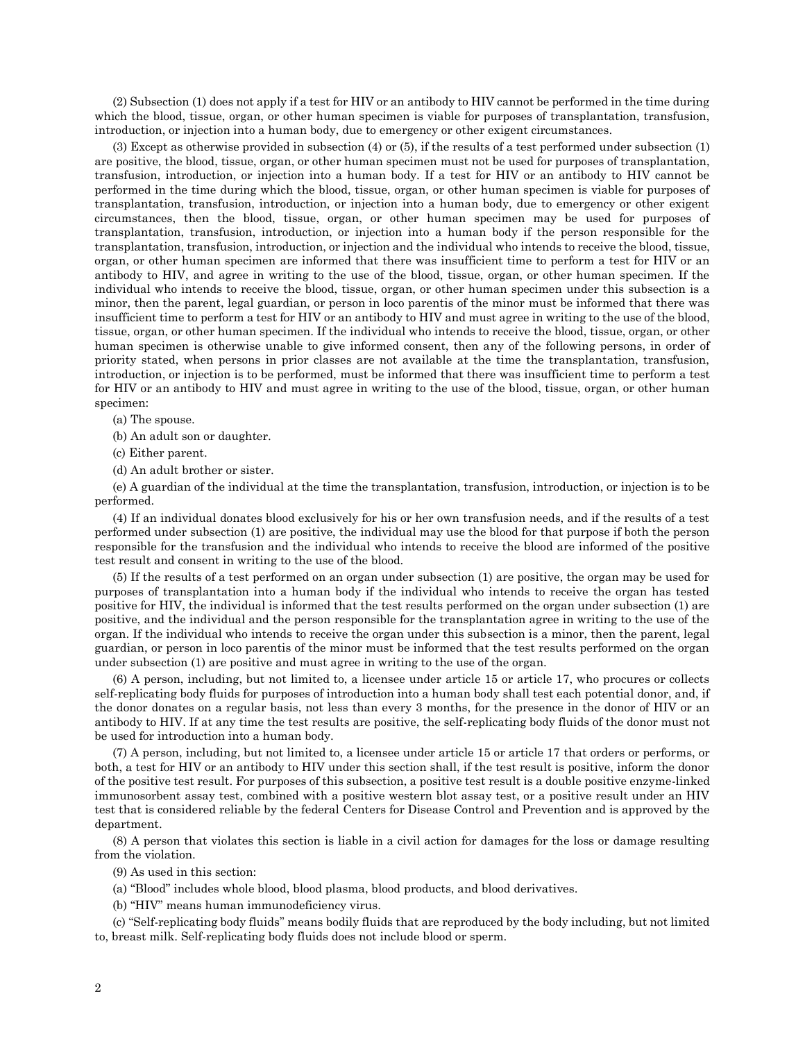(2) Subsection (1) does not apply if a test for HIV or an antibody to HIV cannot be performed in the time during which the blood, tissue, organ, or other human specimen is viable for purposes of transplantation, transfusion, introduction, or injection into a human body, due to emergency or other exigent circumstances.

(3) Except as otherwise provided in subsection (4) or (5), if the results of a test performed under subsection (1) are positive, the blood, tissue, organ, or other human specimen must not be used for purposes of transplantation, transfusion, introduction, or injection into a human body. If a test for HIV or an antibody to HIV cannot be performed in the time during which the blood, tissue, organ, or other human specimen is viable for purposes of transplantation, transfusion, introduction, or injection into a human body, due to emergency or other exigent circumstances, then the blood, tissue, organ, or other human specimen may be used for purposes of transplantation, transfusion, introduction, or injection into a human body if the person responsible for the transplantation, transfusion, introduction, or injection and the individual who intends to receive the blood, tissue, organ, or other human specimen are informed that there was insufficient time to perform a test for HIV or an antibody to HIV, and agree in writing to the use of the blood, tissue, organ, or other human specimen. If the individual who intends to receive the blood, tissue, organ, or other human specimen under this subsection is a minor, then the parent, legal guardian, or person in loco parentis of the minor must be informed that there was insufficient time to perform a test for HIV or an antibody to HIV and must agree in writing to the use of the blood, tissue, organ, or other human specimen. If the individual who intends to receive the blood, tissue, organ, or other human specimen is otherwise unable to give informed consent, then any of the following persons, in order of priority stated, when persons in prior classes are not available at the time the transplantation, transfusion, introduction, or injection is to be performed, must be informed that there was insufficient time to perform a test for HIV or an antibody to HIV and must agree in writing to the use of the blood, tissue, organ, or other human specimen:

(a) The spouse.

(b) An adult son or daughter.

(c) Either parent.

(d) An adult brother or sister.

(e) A guardian of the individual at the time the transplantation, transfusion, introduction, or injection is to be performed.

(4) If an individual donates blood exclusively for his or her own transfusion needs, and if the results of a test performed under subsection (1) are positive, the individual may use the blood for that purpose if both the person responsible for the transfusion and the individual who intends to receive the blood are informed of the positive test result and consent in writing to the use of the blood.

(5) If the results of a test performed on an organ under subsection (1) are positive, the organ may be used for purposes of transplantation into a human body if the individual who intends to receive the organ has tested positive for HIV, the individual is informed that the test results performed on the organ under subsection (1) are positive, and the individual and the person responsible for the transplantation agree in writing to the use of the organ. If the individual who intends to receive the organ under this subsection is a minor, then the parent, legal guardian, or person in loco parentis of the minor must be informed that the test results performed on the organ under subsection (1) are positive and must agree in writing to the use of the organ.

(6) A person, including, but not limited to, a licensee under article 15 or article 17, who procures or collects self-replicating body fluids for purposes of introduction into a human body shall test each potential donor, and, if the donor donates on a regular basis, not less than every 3 months, for the presence in the donor of HIV or an antibody to HIV. If at any time the test results are positive, the self-replicating body fluids of the donor must not be used for introduction into a human body.

(7) A person, including, but not limited to, a licensee under article 15 or article 17 that orders or performs, or both, a test for HIV or an antibody to HIV under this section shall, if the test result is positive, inform the donor of the positive test result. For purposes of this subsection, a positive test result is a double positive enzyme-linked immunosorbent assay test, combined with a positive western blot assay test, or a positive result under an HIV test that is considered reliable by the federal Centers for Disease Control and Prevention and is approved by the department.

(8) A person that violates this section is liable in a civil action for damages for the loss or damage resulting from the violation.

(9) As used in this section:

(a) "Blood" includes whole blood, blood plasma, blood products, and blood derivatives.

(b) "HIV" means human immunodeficiency virus.

(c) "Self-replicating body fluids" means bodily fluids that are reproduced by the body including, but not limited to, breast milk. Self-replicating body fluids does not include blood or sperm.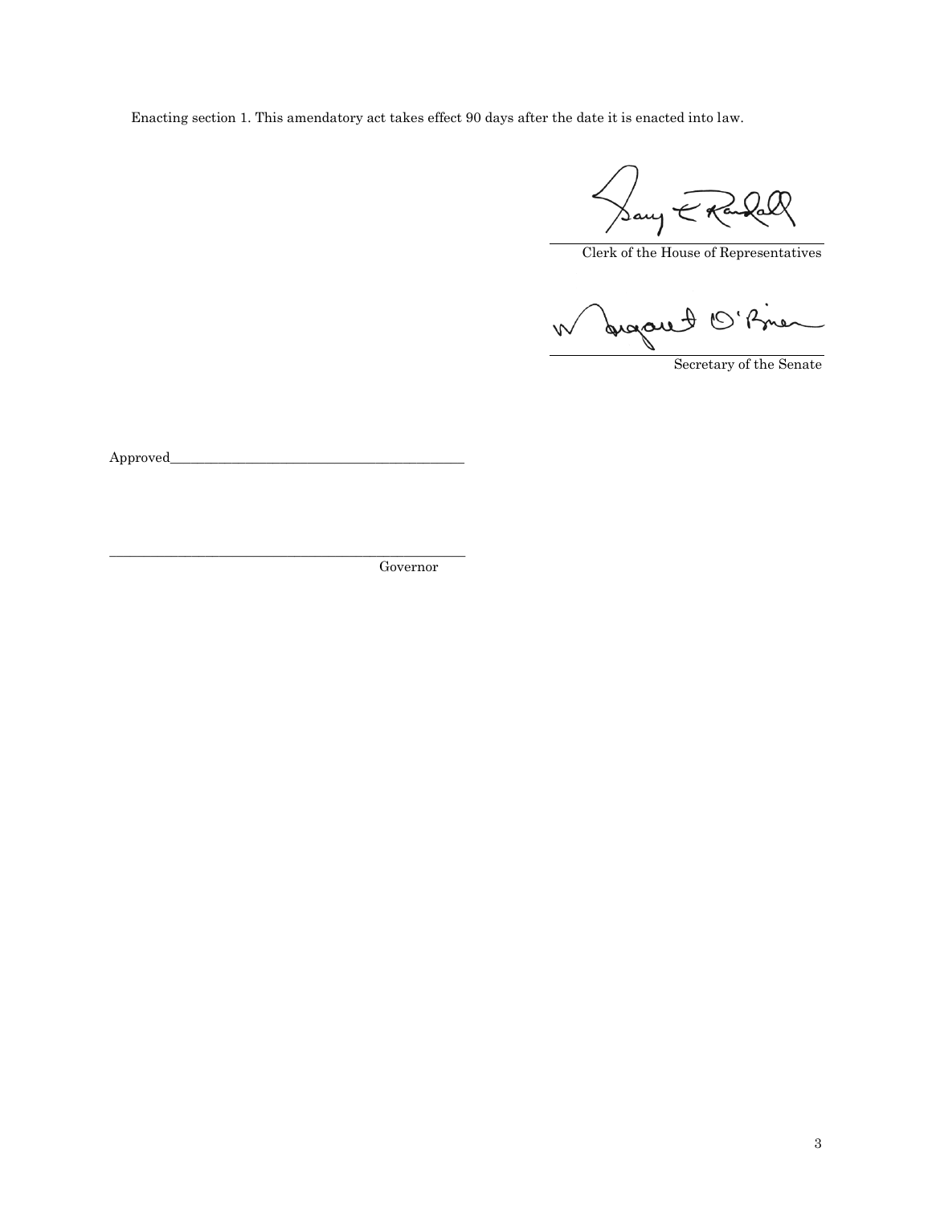Enacting section 1. This amendatory act takes effect 90 days after the date it is enacted into law.

Clerk of the House of Representatives

Secretary of the Senate

Approved\_\_\_\_\_\_\_\_\_\_\_\_\_\_\_\_\_\_\_\_\_\_\_\_\_\_\_\_\_\_\_\_\_\_\_\_\_\_\_\_\_\_\_\_

\_\_\_\_\_\_\_\_\_\_\_\_\_\_\_\_\_\_\_\_\_\_\_\_\_\_\_\_\_\_\_\_\_\_\_\_\_\_\_\_\_\_\_\_\_\_\_\_\_\_\_\_

Governor